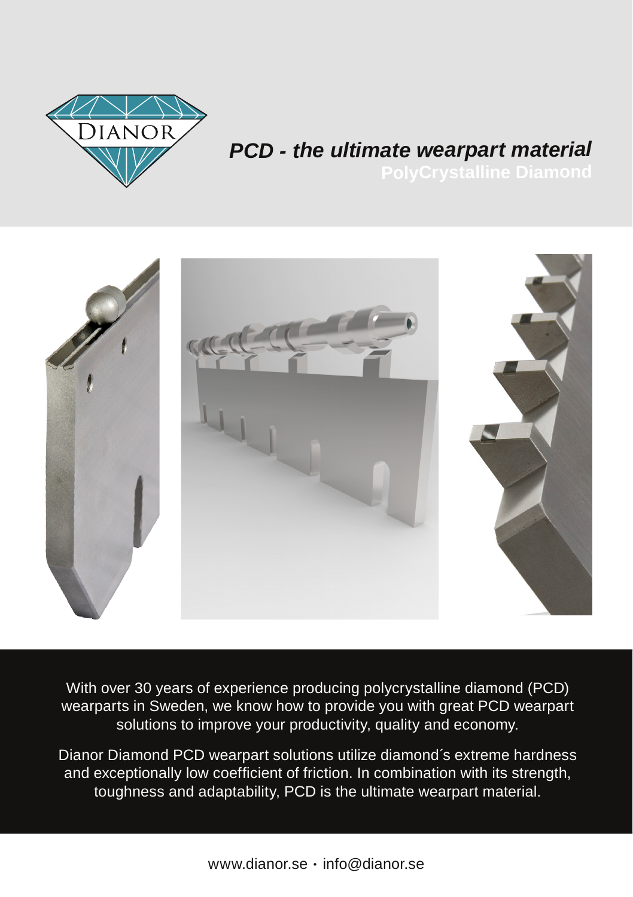DIANOR

# *PCD - the ultimate wearpart material*

**PolyCrystalline Diamond**

With over 30 years of experience producing polycrystalline diamond (PCD) wearparts in Sweden, we know how to provide you with great PCD wearpart solutions to improve your productivity, quality and economy.

Dianor Diamond PCD wearpart solutions utilize diamond´s extreme hardness and exceptionally low coefficient of friction. In combination with its strength, toughness and adaptability, PCD is the ultimate wearpart material.

www.dianor.se • info@dianor.se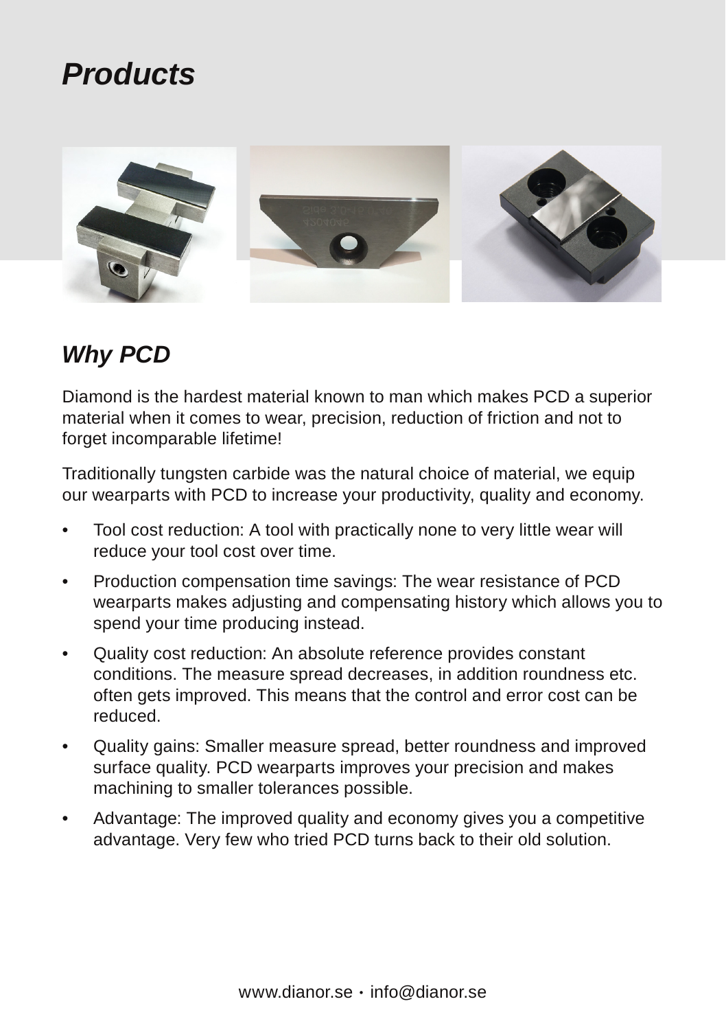# *Products*

## *Why PCD*

Diamond is the hardest material known to man which makes PCD a superior material when it comes to wear, precision, reduction of friction and not to forget incomparable lifetime!

Traditionally tungsten carbide was the natural choice of material, we equip our wearparts with PCD to increase your productivity, quality and economy.

- Tool cost reduction: A tool with practically none to very little wear will reduce your tool cost over time.
- Production compensation time savings: The wear resistance of PCD wearparts makes adjusting and compensating history which allows you to spend your time producing instead.
- Quality cost reduction: An absolute reference provides constant conditions. The measure spread decreases, in addition roundness etc. often gets improved. This means that the control and error cost can be reduced.
- Quality gains: Smaller measure spread, better roundness and improved surface quality. PCD wearparts improves your precision and makes machining to smaller tolerances possible.
- Advantage: The improved quality and economy gives you a competitive advantage. Very few who tried PCD turns back to their old solution.

www.dianor.se • info@dianor.se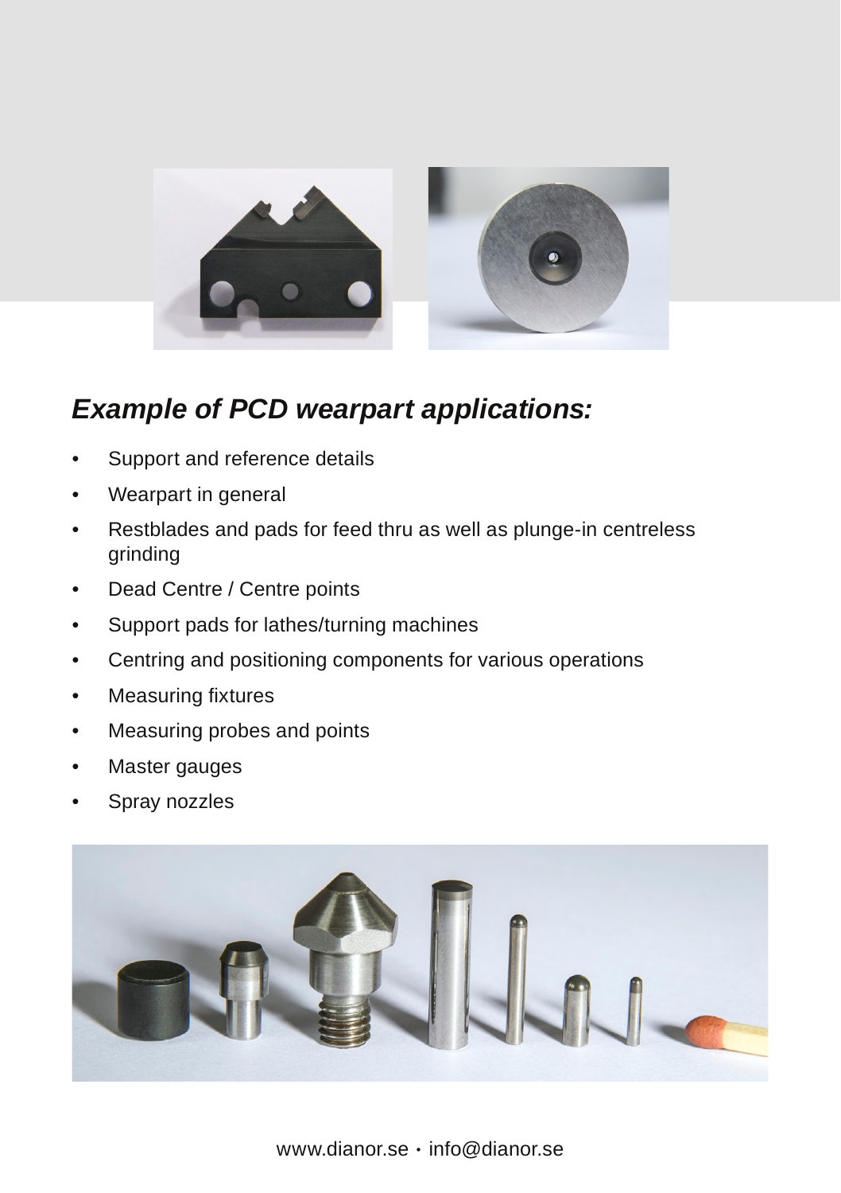## *Example of PCD wearpart applications:*

- Support and reference details
- Wearpart in general
- Restblades and pads for feed thru as well as plunge-in centreless grinding
- Dead Centre / Centre points
- Support pads for lathes/turning machines
- Centring and positioning components for various operations
- Measuring fixtures
- Measuring probes and points
- Master gauges
- Spray nozzles

www.dianor.se • info@dianor.se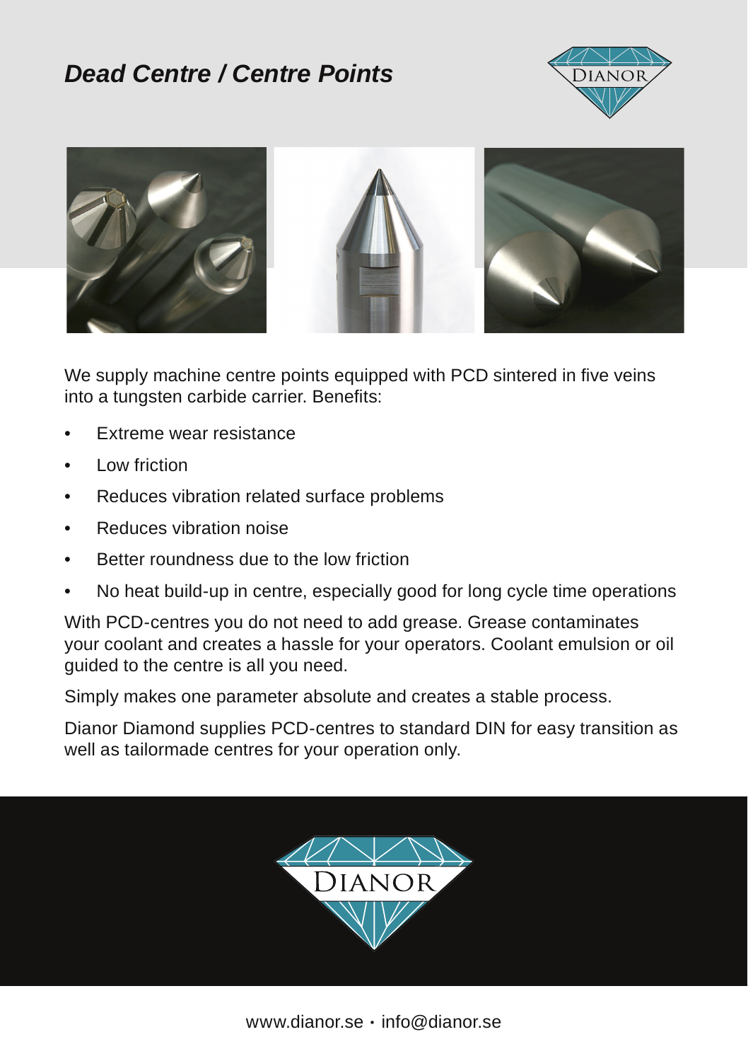# *Dead Centre / Centre Points*

We supply machine centre points equipped with PCD sintered in five veins into a tungsten carbide carrier. Benefits:

- Extreme wear resistance
- Low friction
- Reduces vibration related surface problems
- Reduces vibration noise
- Better roundness due to the low friction
- No heat build-up in centre, especially good for long cycle time operations

With PCD-centres you do not need to add grease. Grease contaminates your coolant and creates a hassle for your operators. Coolant emulsion or oil guided to the centre is all you need.

Simply makes one parameter absolute and creates a stable process.

Dianor Diamond supplies PCD-centres to standard DIN for easy transition as well as tailormade centres for your operation only.

www.dianor.se • info@dianor.se